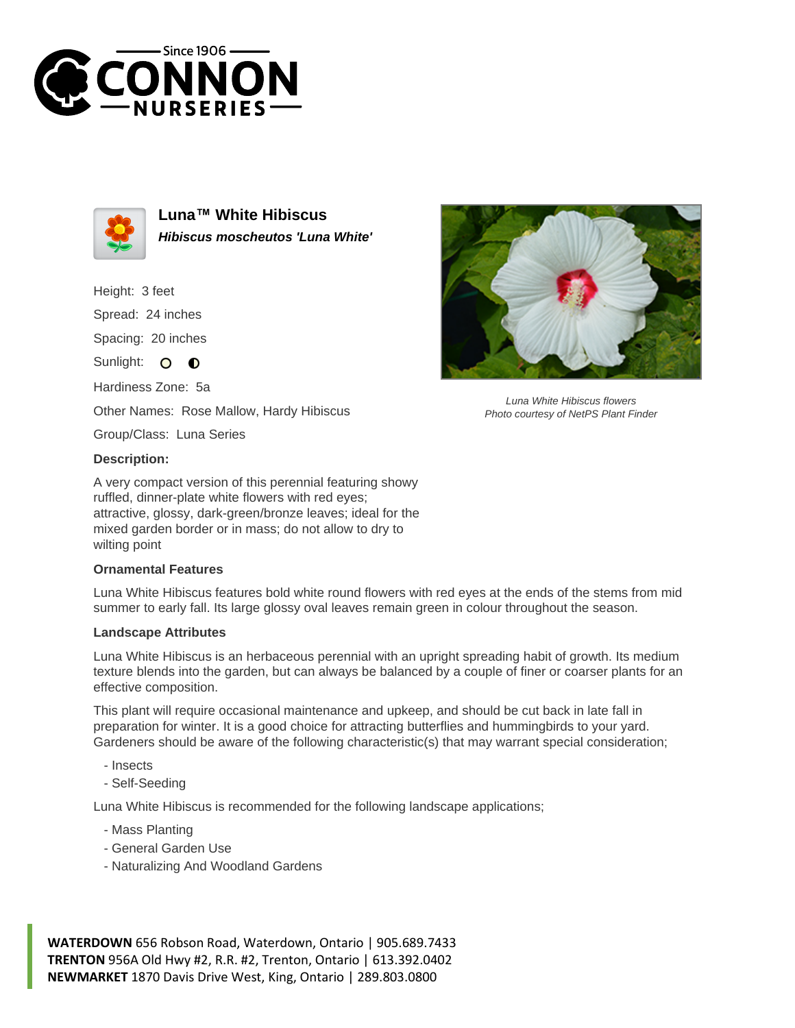# Luna™ White Hibiscus

***Hibiscus moscheutos 'Luna White'***

Height: 3 feet

Spread: 24 inches

Spacing: 20 inches

Sunlight:

Hardiness Zone: 5a

Other Names: Rose Mallow, Hardy Hibiscus

Group/Class: Luna Series

*Luna White Hibiscus flowers*
*Photo courtesy of NetPS Plant Finder*

### Description:

A very compact version of this perennial featuring showy ruffled, dinner-plate white flowers with red eyes; attractive, glossy, dark-green/bronze leaves; ideal for the mixed garden border or in mass; do not allow to dry to wilting point

### Ornamental Features

Luna White Hibiscus features bold white round flowers with red eyes at the ends of the stems from mid summer to early fall. Its large glossy oval leaves remain green in colour throughout the season.

### Landscape Attributes

Luna White Hibiscus is an herbaceous perennial with an upright spreading habit of growth. Its medium texture blends into the garden, but can always be balanced by a couple of finer or coarser plants for an effective composition.

This plant will require occasional maintenance and upkeep, and should be cut back in late fall in preparation for winter. It is a good choice for attracting butterflies and hummingbirds to your yard. Gardeners should be aware of the following characteristic(s) that may warrant special consideration;

- Insects
- Self-Seeding

Luna White Hibiscus is recommended for the following landscape applications;

- Mass Planting
- General Garden Use
- Naturalizing And Woodland Gardens

**WATERDOWN** 656 Robson Road, Waterdown, Ontario | 905.689.7433
**TRENTON** 956A Old Hwy #2, R.R. #2, Trenton, Ontario | 613.392.0402
**NEWMARKET** 1870 Davis Drive West, King, Ontario | 289.803.0800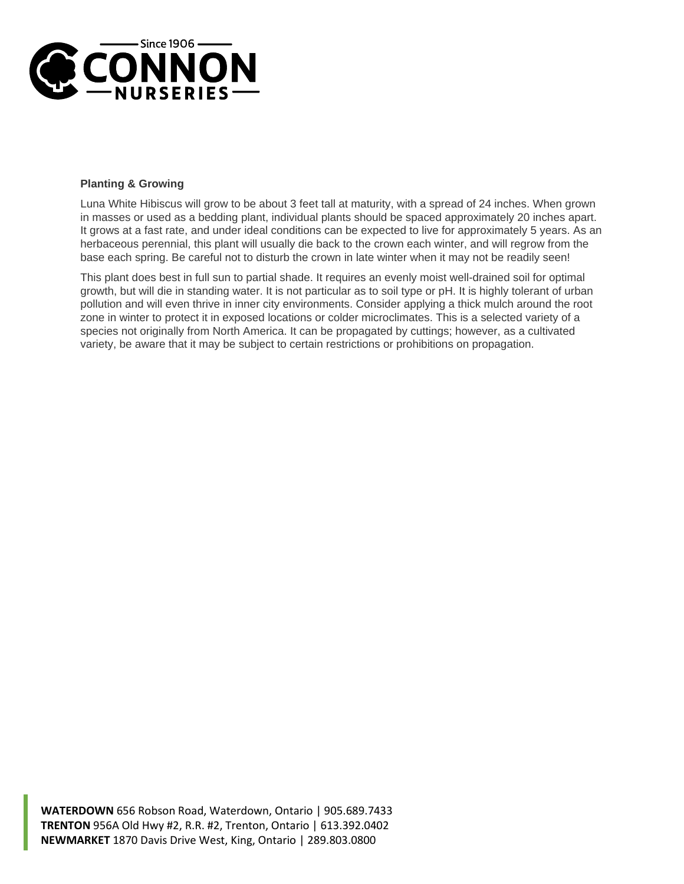### Planting & Growing

Luna White Hibiscus will grow to be about 3 feet tall at maturity, with a spread of 24 inches. When grown in masses or used as a bedding plant, individual plants should be spaced approximately 20 inches apart. It grows at a fast rate, and under ideal conditions can be expected to live for approximately 5 years. As an herbaceous perennial, this plant will usually die back to the crown each winter, and will regrow from the base each spring. Be careful not to disturb the crown in late winter when it may not be readily seen!

This plant does best in full sun to partial shade. It requires an evenly moist well-drained soil for optimal growth, but will die in standing water. It is not particular as to soil type or pH. It is highly tolerant of urban pollution and will even thrive in inner city environments. Consider applying a thick mulch around the root zone in winter to protect it in exposed locations or colder microclimates. This is a selected variety of a species not originally from North America. It can be propagated by cuttings; however, as a cultivated variety, be aware that it may be subject to certain restrictions or prohibitions on propagation.